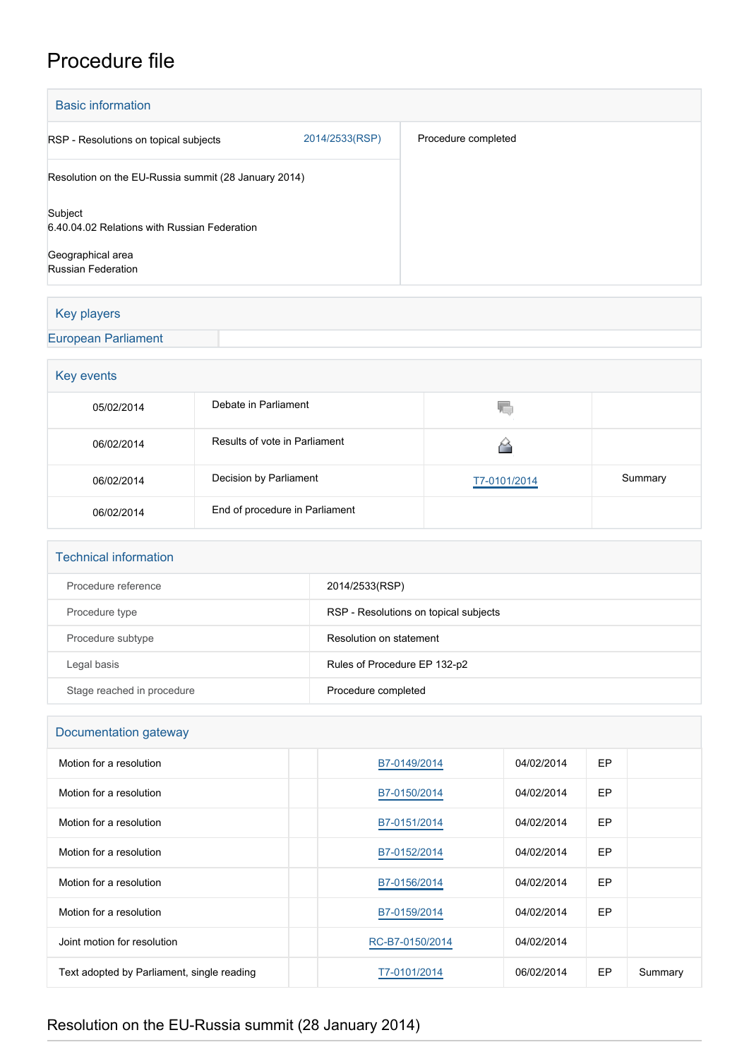# Procedure file

## Basic information

| | | |
|---|---|---|
| RSP - Resolutions on topical subjects | 2014/2533(RSP) | Procedure completed |
| Resolution on the EU-Russia summit (28 January 2014) | | |
| Subject<br>6.40.04.02 Relations with Russian Federation | | |
| Geographical area<br>Russian Federation | | |

## Key players

European Parliament

## Key events

| | | | |
|---|---|---|---|
| 05/02/2014 | Debate in Parliament | | |
| 06/02/2014 | Results of vote in Parliament | | |
| 06/02/2014 | Decision by Parliament | T7-0101/2014 | Summary |
| 06/02/2014 | End of procedure in Parliament | | |

## Technical information

| | |
|---|---|
| Procedure reference | 2014/2533(RSP) |
| Procedure type | RSP - Resolutions on topical subjects |
| Procedure subtype | Resolution on statement |
| Legal basis | Rules of Procedure EP 132-p2 |
| Stage reached in procedure | Procedure completed |

## Documentation gateway

| | | | | | |
|---|---|---|---|---|---|
| Motion for a resolution | | B7-0149/2014 | 04/02/2014 | EP | |
| Motion for a resolution | | B7-0150/2014 | 04/02/2014 | EP | |
| Motion for a resolution | | B7-0151/2014 | 04/02/2014 | EP | |
| Motion for a resolution | | B7-0152/2014 | 04/02/2014 | EP | |
| Motion for a resolution | | B7-0156/2014 | 04/02/2014 | EP | |
| Motion for a resolution | | B7-0159/2014 | 04/02/2014 | EP | |
| Joint motion for resolution | | RC-B7-0150/2014 | 04/02/2014 | | |
| Text adopted by Parliament, single reading | | T7-0101/2014 | 06/02/2014 | EP | Summary |

## Resolution on the EU-Russia summit (28 January 2014)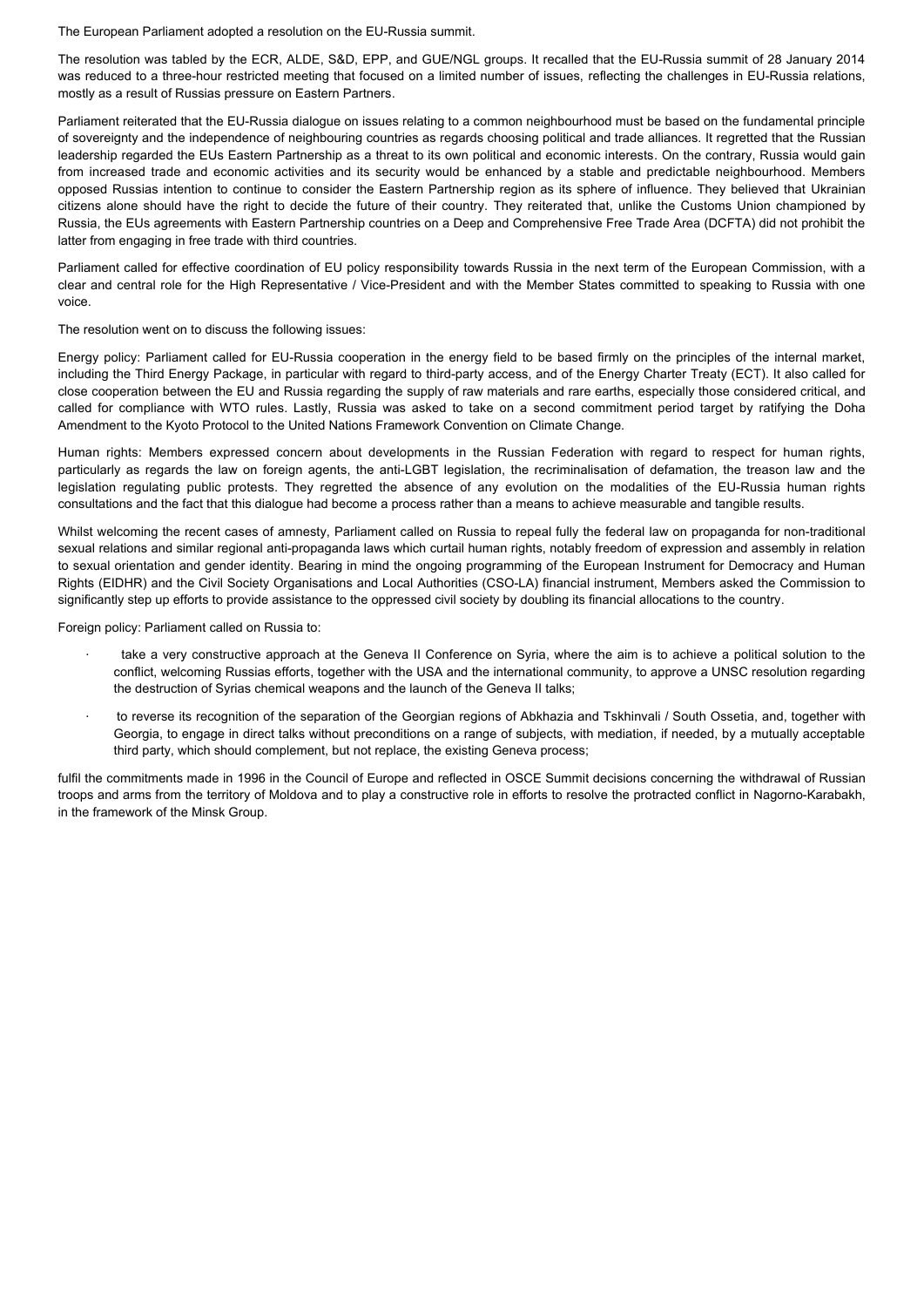The European Parliament adopted a resolution on the EU-Russia summit.

The resolution was tabled by the ECR, ALDE, S&D, EPP, and GUE/NGL groups. It recalled that the EU-Russia summit of 28 January 2014 was reduced to a three-hour restricted meeting that focused on a limited number of issues, reflecting the challenges in EU-Russia relations, mostly as a result of Russias pressure on Eastern Partners.

Parliament reiterated that the EU-Russia dialogue on issues relating to a common neighbourhood must be based on the fundamental principle of sovereignty and the independence of neighbouring countries as regards choosing political and trade alliances. It regretted that the Russian leadership regarded the EUs Eastern Partnership as a threat to its own political and economic interests. On the contrary, Russia would gain from increased trade and economic activities and its security would be enhanced by a stable and predictable neighbourhood. Members opposed Russias intention to continue to consider the Eastern Partnership region as its sphere of influence. They believed that Ukrainian citizens alone should have the right to decide the future of their country. They reiterated that, unlike the Customs Union championed by Russia, the EUs agreements with Eastern Partnership countries on a Deep and Comprehensive Free Trade Area (DCFTA) did not prohibit the latter from engaging in free trade with third countries.

Parliament called for effective coordination of EU policy responsibility towards Russia in the next term of the European Commission, with a clear and central role for the High Representative / Vice-President and with the Member States committed to speaking to Russia with one voice.

The resolution went on to discuss the following issues:

Energy policy: Parliament called for EU-Russia cooperation in the energy field to be based firmly on the principles of the internal market, including the Third Energy Package, in particular with regard to third-party access, and of the Energy Charter Treaty (ECT). It also called for close cooperation between the EU and Russia regarding the supply of raw materials and rare earths, especially those considered critical, and called for compliance with WTO rules. Lastly, Russia was asked to take on a second commitment period target by ratifying the Doha Amendment to the Kyoto Protocol to the United Nations Framework Convention on Climate Change.

Human rights: Members expressed concern about developments in the Russian Federation with regard to respect for human rights, particularly as regards the law on foreign agents, the anti-LGBT legislation, the recriminalisation of defamation, the treason law and the legislation regulating public protests. They regretted the absence of any evolution on the modalities of the EU-Russia human rights consultations and the fact that this dialogue had become a process rather than a means to achieve measurable and tangible results.

Whilst welcoming the recent cases of amnesty, Parliament called on Russia to repeal fully the federal law on propaganda for non-traditional sexual relations and similar regional anti-propaganda laws which curtail human rights, notably freedom of expression and assembly in relation to sexual orientation and gender identity. Bearing in mind the ongoing programming of the European Instrument for Democracy and Human Rights (EIDHR) and the Civil Society Organisations and Local Authorities (CSO-LA) financial instrument, Members asked the Commission to significantly step up efforts to provide assistance to the oppressed civil society by doubling its financial allocations to the country.

Foreign policy: Parliament called on Russia to:

- take a very constructive approach at the Geneva II Conference on Syria, where the aim is to achieve a political solution to the conflict, welcoming Russias efforts, together with the USA and the international community, to approve a UNSC resolution regarding the destruction of Syrias chemical weapons and the launch of the Geneva II talks;
- to reverse its recognition of the separation of the Georgian regions of Abkhazia and Tskhinvali / South Ossetia, and, together with Georgia, to engage in direct talks without preconditions on a range of subjects, with mediation, if needed, by a mutually acceptable third party, which should complement, but not replace, the existing Geneva process;

fulfil the commitments made in 1996 in the Council of Europe and reflected in OSCE Summit decisions concerning the withdrawal of Russian troops and arms from the territory of Moldova and to play a constructive role in efforts to resolve the protracted conflict in Nagorno-Karabakh, in the framework of the Minsk Group.